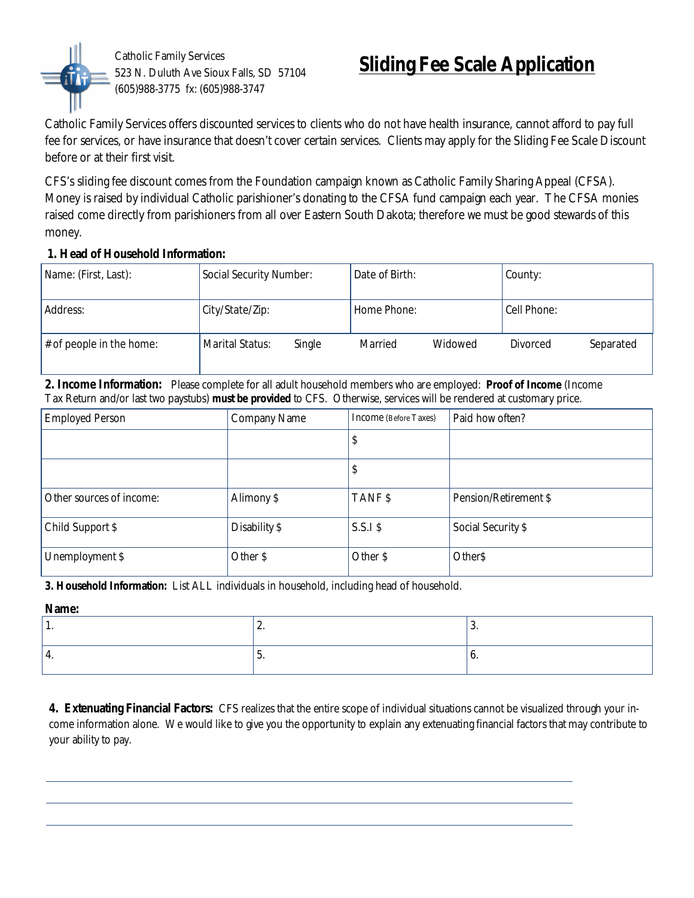Catholic Family Services
523 N. Duluth Ave Sioux Falls, SD 57104
(605)988-3775 fx: (605)988-3747

# Sliding Fee Scale Application

Catholic Family Services offers discounted services to clients who do not have health insurance, cannot afford to pay full fee for services, or have insurance that doesn't cover certain services. Clients may apply for the Sliding Fee Scale Discount before or at their first visit.

CFS's sliding fee discount comes from the Foundation campaign known as Catholic Family Sharing Appeal (CFSA). Money is raised by individual Catholic parishioner's donating to the CFSA fund campaign each year. The CFSA monies raised come directly from parishioners from all over Eastern South Dakota; therefore we must be good stewards of this money.

**1. Head of Household Information:**

| Name: (First, Last): | Social Security Number: | Date of Birth: | County: |
|---|---|---|---|
| Address: | City/State/Zip: | Home Phone: | Cell Phone: |
| # of people in the home: | Marital Status: Single | Married Widowed | Divorced Separated |

**2. Income Information:** Please complete for all adult household members who are employed: **Proof of Income** (Income Tax Return and/or last two paystubs) **must be provided** to CFS. Otherwise, services will be rendered at customary price.

| Employed Person | Company Name | Income (Before Taxes) | Paid how often? |
|---|---|---|---|
| | | $ | |
| | | $ | |
| Other sources of income: | Alimony $ | TANF $ | Pension/Retirement $ |
| Child Support $ | Disability $ | S.S.I $ | Social Security $ |
| Unemployment $ | Other $ | Other $ | Other$ |

**3. Household Information:** List ALL individuals in household, including head of household.

**Name:**

| 1. | 2. | 3. |
|---|---|---|
| 4. | 5. | 6. |

**4. Extenuating Financial Factors:** CFS realizes that the entire scope of individual situations cannot be visualized through your income information alone. We would like to give you the opportunity to explain any extenuating financial factors that may contribute to your ability to pay.

\_\_\_\_\_\_\_\_\_\_\_\_\_\_\_\_\_\_\_\_\_\_\_\_\_\_\_\_\_\_\_\_\_\_\_\_\_\_\_\_\_\_\_\_\_\_\_\_\_\_\_\_\_\_\_\_\_\_\_\_

\_\_\_\_\_\_\_\_\_\_\_\_\_\_\_\_\_\_\_\_\_\_\_\_\_\_\_\_\_\_\_\_\_\_\_\_\_\_\_\_\_\_\_\_\_\_\_\_\_\_\_\_\_\_\_\_\_\_\_\_

\_\_\_\_\_\_\_\_\_\_\_\_\_\_\_\_\_\_\_\_\_\_\_\_\_\_\_\_\_\_\_\_\_\_\_\_\_\_\_\_\_\_\_\_\_\_\_\_\_\_\_\_\_\_\_\_\_\_\_\_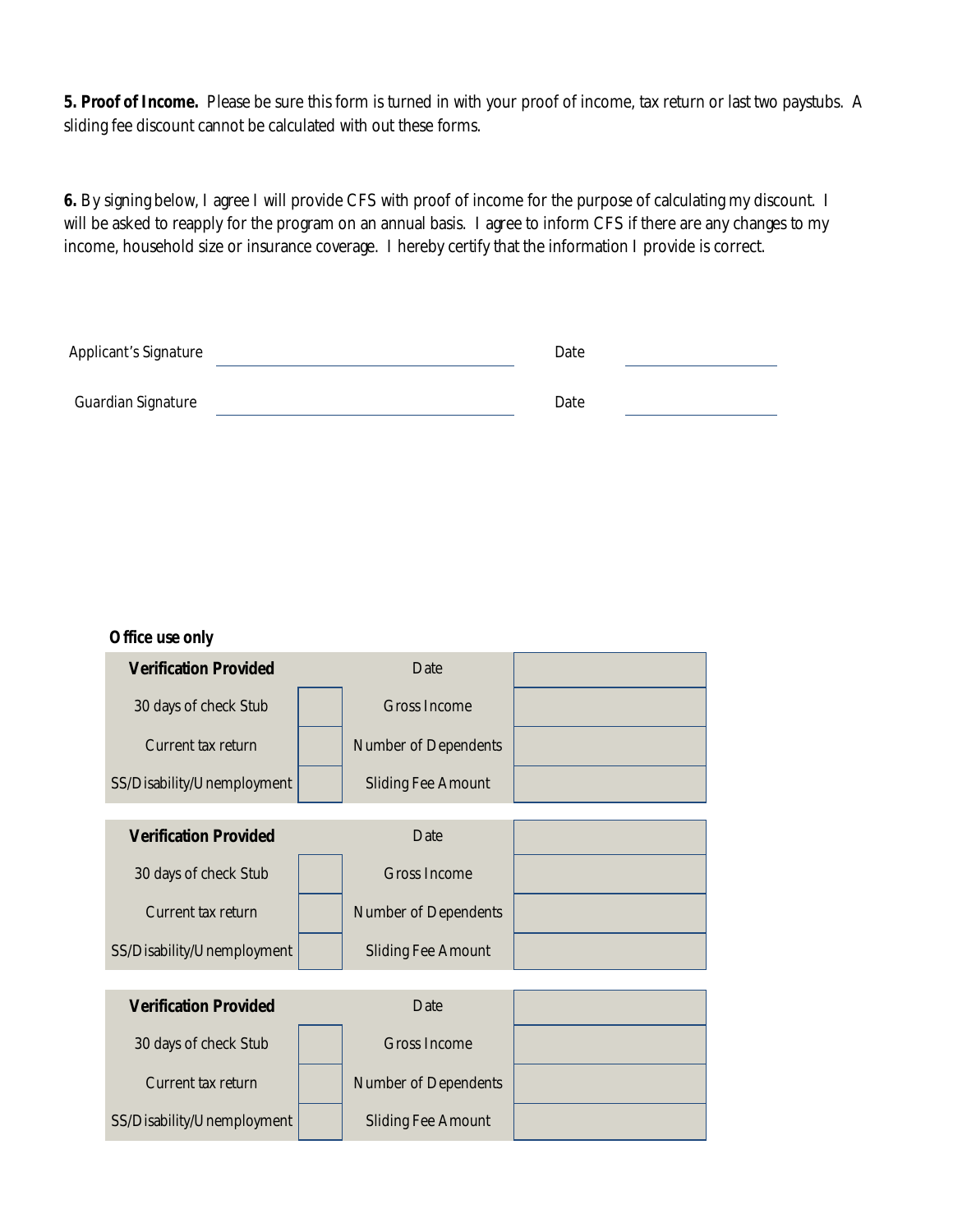**5. Proof of Income.** Please be sure this form is turned in with your proof of income, tax return or last two paystubs. A sliding fee discount cannot be calculated with out these forms.

**6.** By signing below, I agree I will provide CFS with proof of income for the purpose of calculating my discount. I will be asked to reapply for the program on an annual basis. I agree to inform CFS if there are any changes to my income, household size or insurance coverage. I hereby certify that the information I provide is correct.

Applicant's Signature \_\_\_\_\_\_\_\_\_\_\_\_\_\_\_\_\_\_\_\_\_\_\_\_\_\_\_\_\_\_ Date \_\_\_\_\_\_\_\_\_\_\_\_\_\_\_

Guardian Signature \_\_\_\_\_\_\_\_\_\_\_\_\_\_\_\_\_\_\_\_\_\_\_\_\_\_\_\_\_\_ Date \_\_\_\_\_\_\_\_\_\_\_\_\_\_\_

**Office use only**

| **Verification Provided** | | Date | |
|---|---|---|---|
| 30 days of check Stub | | Gross Income | |
| Current tax return | | Number of Dependents | |
| SS/Disability/Unemployment | | Sliding Fee Amount | |

| **Verification Provided** | | Date | |
|---|---|---|---|
| 30 days of check Stub | | Gross Income | |
| Current tax return | | Number of Dependents | |
| SS/Disability/Unemployment | | Sliding Fee Amount | |

| **Verification Provided** | | Date | |
|---|---|---|---|
| 30 days of check Stub | | Gross Income | |
| Current tax return | | Number of Dependents | |
| SS/Disability/Unemployment | | Sliding Fee Amount | |